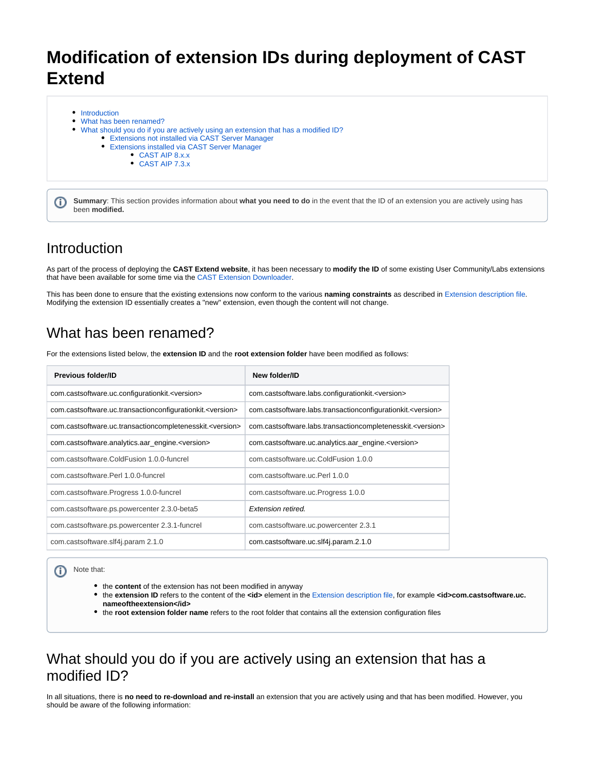# Modification of extension IDs during deployment of CAST Extend

- Introduction
- What has been renamed?
- What should you do if you are actively using an extension that has a modified ID?
    - Extensions not installed via CAST Server Manager
    - Extensions installed via CAST Server Manager
        - CAST AIP 8.x.x
        - CAST AIP 7.3.x

**Summary**: This section provides information about **what you need to do** in the event that the ID of an extension you are actively using has been **modified.**

## Introduction

As part of the process of deploying the **CAST Extend website**, it has been necessary to **modify the ID** of some existing User Community/Labs extensions that have been available for some time via the CAST Extension Downloader.

This has been done to ensure that the existing extensions now conform to the various **naming constraints** as described in Extension description file. Modifying the extension ID essentially creates a "new" extension, even though the content will not change.

## What has been renamed?

For the extensions listed below, the **extension ID** and the **root extension folder** have been modified as follows:

| Previous folder/ID | New folder/ID |
|---|---|
| com.castsoftware.uc.configurationkit.<version> | com.castsoftware.labs.configurationkit.<version> |
| com.castsoftware.uc.transactionconfigurationkit.<version> | com.castsoftware.labs.transactionconfigurationkit.<version> |
| com.castsoftware.uc.transactioncompletenesskit.<version> | com.castsoftware.labs.transactioncompletenesskit.<version> |
| com.castsoftware.analytics.aar_engine.<version> | com.castsoftware.uc.analytics.aar_engine.<version> |
| com.castsoftware.ColdFusion 1.0.0-funcrel | com.castsoftware.uc.ColdFusion 1.0.0 |
| com.castsoftware.Perl 1.0.0-funcrel | com.castsoftware.uc.Perl 1.0.0 |
| com.castsoftware.Progress 1.0.0-funcrel | com.castsoftware.uc.Progress 1.0.0 |
| com.castsoftware.ps.powercenter 2.3.0-beta5 | *Extension retired.* |
| com.castsoftware.ps.powercenter 2.3.1-funcrel | com.castsoftware.uc.powercenter 2.3.1 |
| com.castsoftware.slf4j.param 2.1.0 | com.castsoftware.uc.slf4j.param.2.1.0 |

Note that:

- the **content** of the extension has not been modified in anyway
- the **extension ID** refers to the content of the **<id>** element in the Extension description file, for example **<id>com.castsoftware.uc.nameoftheextension</id>**
- the **root extension folder name** refers to the root folder that contains all the extension configuration files

## What should you do if you are actively using an extension that has a modified ID?

In all situations, there is **no need to re-download and re-install** an extension that you are actively using and that has been modified. However, you should be aware of the following information: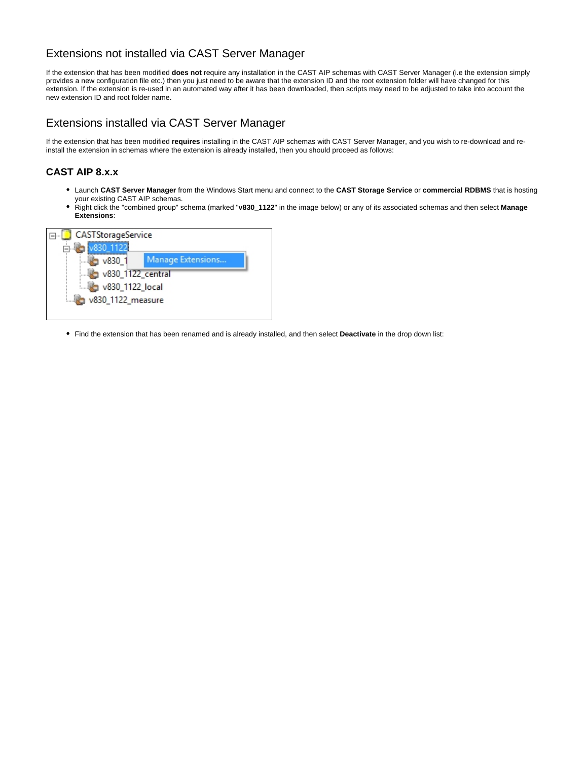## Extensions not installed via CAST Server Manager

If the extension that has been modified **does not** require any installation in the CAST AIP schemas with CAST Server Manager (i.e the extension simply provides a new configuration file etc.) then you just need to be aware that the extension ID and the root extension folder will have changed for this extension. If the extension is re-used in an automated way after it has been downloaded, then scripts may need to be adjusted to take into account the new extension ID and root folder name.

## Extensions installed via CAST Server Manager

If the extension that has been modified **requires** installing in the CAST AIP schemas with CAST Server Manager, and you wish to re-download and re-install the extension in schemas where the extension is already installed, then you should proceed as follows:

### CAST AIP 8.x.x

- Launch **CAST Server Manager** from the Windows Start menu and connect to the **CAST Storage Service** or **commercial RDBMS** that is hosting your existing CAST AIP schemas.
- Right click the "combined group" schema (marked "**v830_1122**" in the image below) or any of its associated schemas and then select **Manage Extensions**:

- Find the extension that has been renamed and is already installed, and then select **Deactivate** in the drop down list: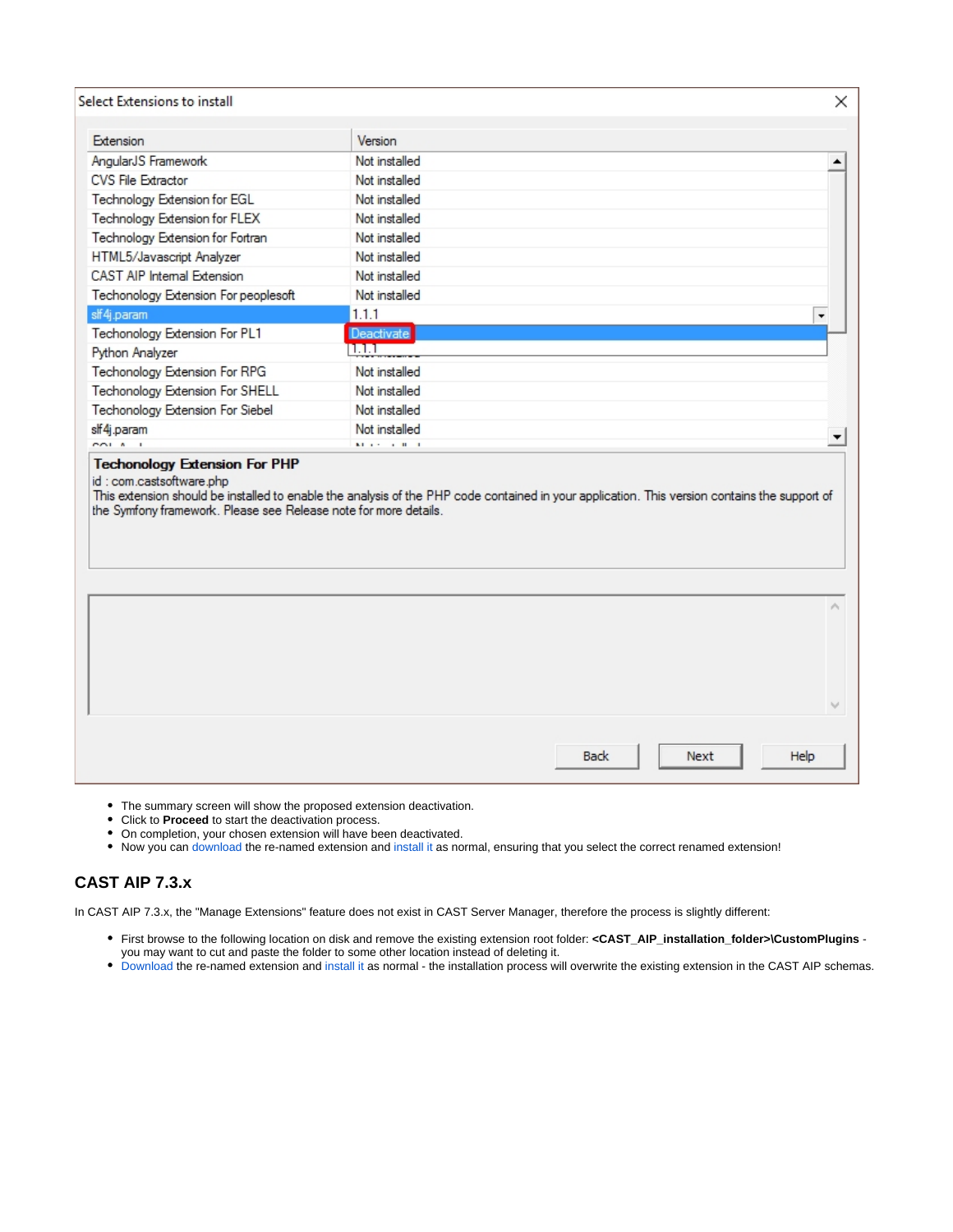- The summary screen will show the proposed extension deactivation.
- Click to **Proceed** to start the deactivation process.
- On completion, your chosen extension will have been deactivated.
- Now you can download the re-named extension and install it as normal, ensuring that you select the correct renamed extension!

## CAST AIP 7.3.x

In CAST AIP 7.3.x, the "Manage Extensions" feature does not exist in CAST Server Manager, therefore the process is slightly different:

- First browse to the following location on disk and remove the existing extension root folder: **<CAST_AIP_installation_folder>\CustomPlugins** - you may want to cut and paste the folder to some other location instead of deleting it.
- Download the re-named extension and install it as normal - the installation process will overwrite the existing extension in the CAST AIP schemas.